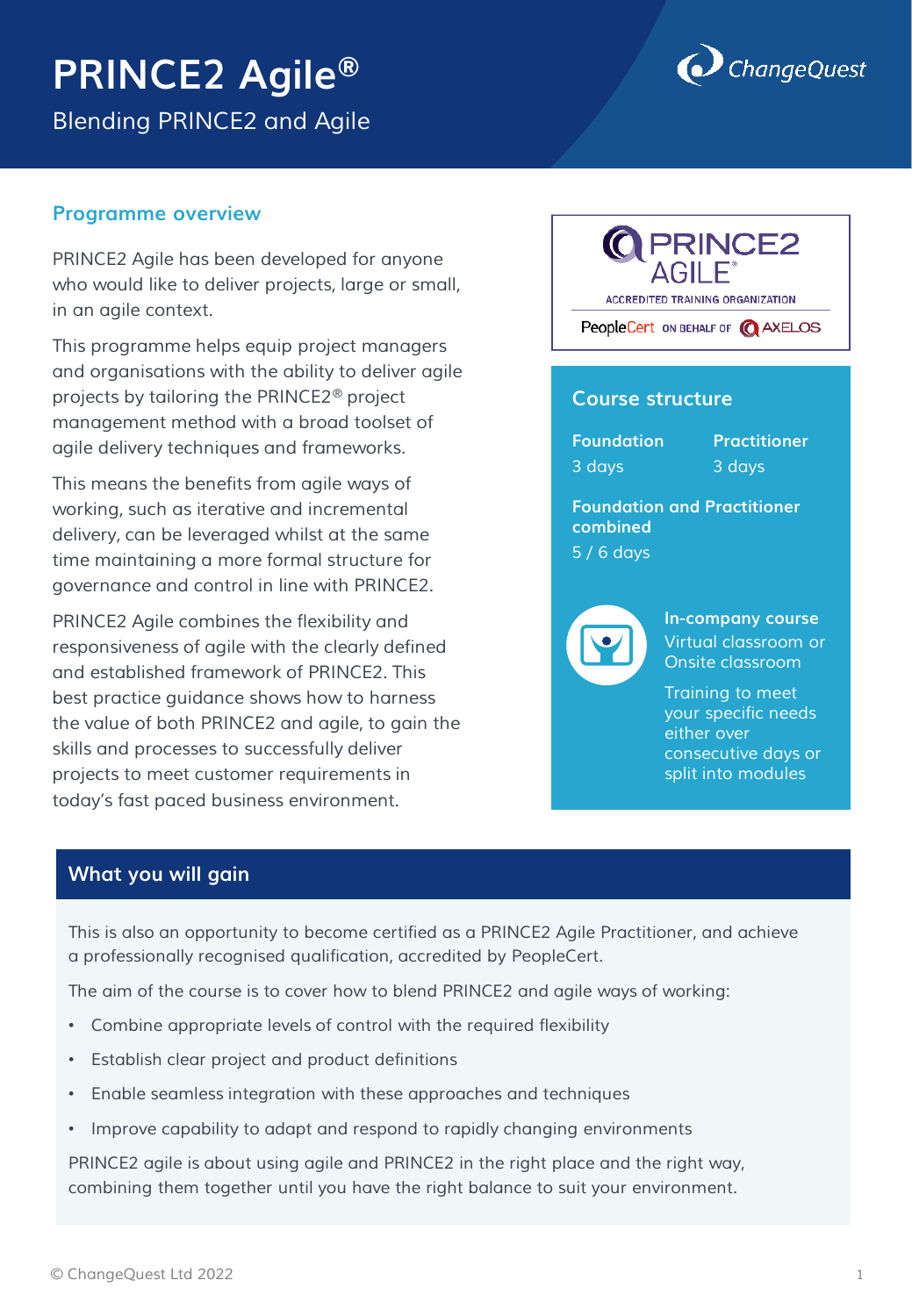# PRINCE2 Agile®

Blending PRINCE2 and Agile

ChangeQuest

## Programme overview

PRINCE2 Agile has been developed for anyone who would like to deliver projects, large or small, in an agile context.

This programme helps equip project managers and organisations with the ability to deliver agile projects by tailoring the PRINCE2® project management method with a broad toolset of agile delivery techniques and frameworks.

This means the benefits from agile ways of working, such as iterative and incremental delivery, can be leveraged whilst at the same time maintaining a more formal structure for governance and control in line with PRINCE2.

PRINCE2 Agile combines the flexibility and responsiveness of agile with the clearly defined and established framework of PRINCE2. This best practice guidance shows how to harness the value of both PRINCE2 and agile, to gain the skills and processes to successfully deliver projects to meet customer requirements in today's fast paced business environment.

PRINCE2 AGILE® ACCREDITED TRAINING ORGANIZATION

PeopleCert ON BEHALF OF AXELOS

## Course structure

**Foundation**
3 days

**Practitioner**
3 days

**Foundation and Practitioner combined**
5 / 6 days

**In-company course**
Virtual classroom or Onsite classroom

Training to meet your specific needs either over consecutive days or split into modules

## What you will gain

This is also an opportunity to become certified as a PRINCE2 Agile Practitioner, and achieve a professionally recognised qualification, accredited by PeopleCert.

The aim of the course is to cover how to blend PRINCE2 and agile ways of working:

- Combine appropriate levels of control with the required flexibility
- Establish clear project and product definitions
- Enable seamless integration with these approaches and techniques
- Improve capability to adapt and respond to rapidly changing environments

PRINCE2 agile is about using agile and PRINCE2 in the right place and the right way, combining them together until you have the right balance to suit your environment.

© ChangeQuest Ltd 2022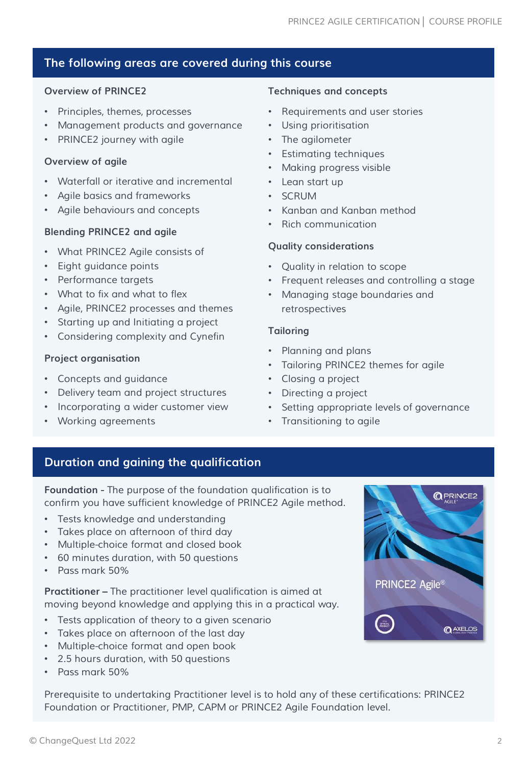## The following areas are covered during this course

### Overview of PRINCE2

- Principles, themes, processes
- Management products and governance
- PRINCE2 journey with agile

### Overview of agile

- Waterfall or iterative and incremental
- Agile basics and frameworks
- Agile behaviours and concepts

### Blending PRINCE2 and agile

- What PRINCE2 Agile consists of
- Eight guidance points
- Performance targets
- What to fix and what to flex
- Agile, PRINCE2 processes and themes
- Starting up and Initiating a project
- Considering complexity and Cynefin

### Project organisation

- Concepts and guidance
- Delivery team and project structures
- Incorporating a wider customer view
- Working agreements

### Techniques and concepts

- Requirements and user stories
- Using prioritisation
- The agilometer
- Estimating techniques
- Making progress visible
- Lean start up
- SCRUM
- Kanban and Kanban method
- Rich communication

### Quality considerations

- Quality in relation to scope
- Frequent releases and controlling a stage
- Managing stage boundaries and retrospectives

### Tailoring

- Planning and plans
- Tailoring PRINCE2 themes for agile
- Closing a project
- Directing a project
- Setting appropriate levels of governance
- Transitioning to agile

## Duration and gaining the qualification

**Foundation -** The purpose of the foundation qualification is to confirm you have sufficient knowledge of PRINCE2 Agile method.

- Tests knowledge and understanding
- Takes place on afternoon of third day
- Multiple-choice format and closed book
- 60 minutes duration, with 50 questions
- Pass mark 50%

**Practitioner –** The practitioner level qualification is aimed at moving beyond knowledge and applying this in a practical way.

- Tests application of theory to a given scenario
- Takes place on afternoon of the last day
- Multiple-choice format and open book
- 2.5 hours duration, with 50 questions
- Pass mark 50%

Prerequisite to undertaking Practitioner level is to hold any of these certifications: PRINCE2 Foundation or Practitioner, PMP, CAPM or PRINCE2 Agile Foundation level.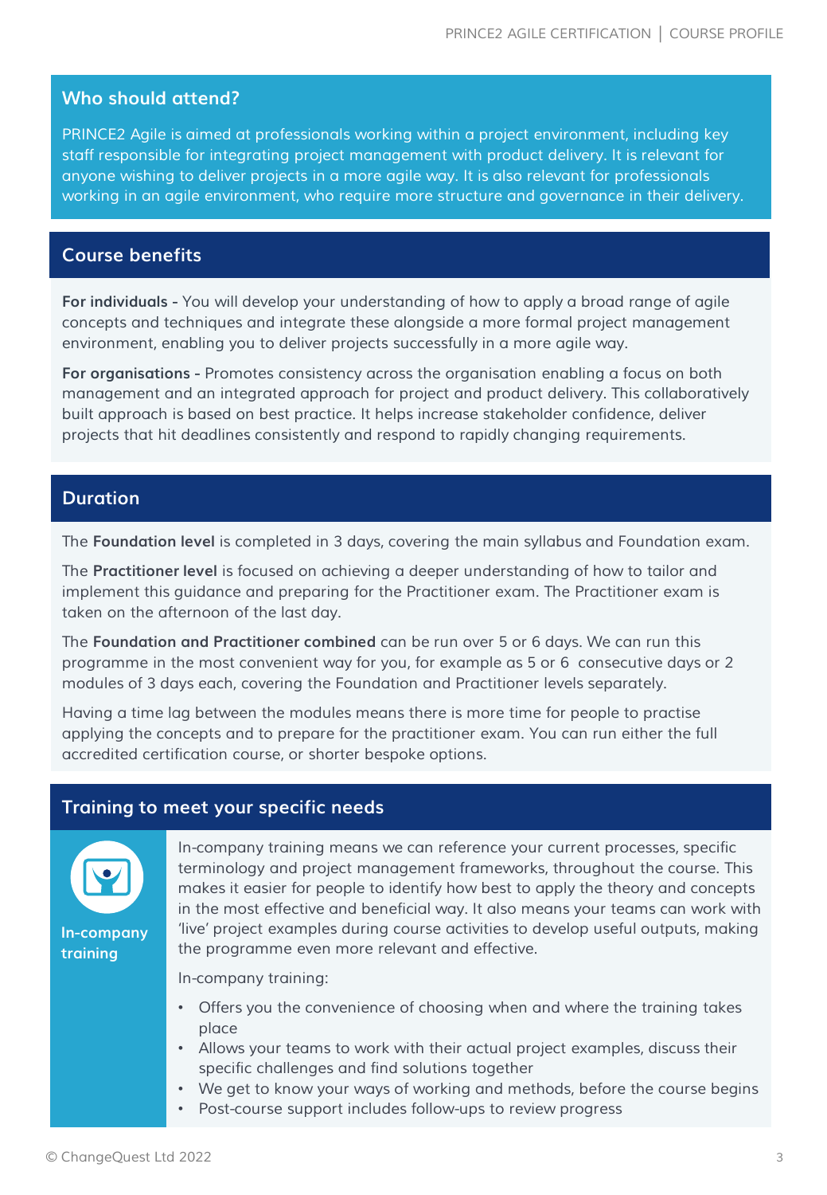## Who should attend?

PRINCE2 Agile is aimed at professionals working within a project environment, including key staff responsible for integrating project management with product delivery. It is relevant for anyone wishing to deliver projects in a more agile way. It is also relevant for professionals working in an agile environment, who require more structure and governance in their delivery.

## Course benefits

**For individuals -** You will develop your understanding of how to apply a broad range of agile concepts and techniques and integrate these alongside a more formal project management environment, enabling you to deliver projects successfully in a more agile way.

**For organisations -** Promotes consistency across the organisation enabling a focus on both management and an integrated approach for project and product delivery. This collaboratively built approach is based on best practice. It helps increase stakeholder confidence, deliver projects that hit deadlines consistently and respond to rapidly changing requirements.

## Duration

The **Foundation level** is completed in 3 days, covering the main syllabus and Foundation exam.

The **Practitioner level** is focused on achieving a deeper understanding of how to tailor and implement this guidance and preparing for the Practitioner exam. The Practitioner exam is taken on the afternoon of the last day.

The **Foundation and Practitioner combined** can be run over 5 or 6 days. We can run this programme in the most convenient way for you, for example as 5 or 6 consecutive days or 2 modules of 3 days each, covering the Foundation and Practitioner levels separately.

Having a time lag between the modules means there is more time for people to practise applying the concepts and to prepare for the practitioner exam. You can run either the full accredited certification course, or shorter bespoke options.

## Training to meet your specific needs

**In-company training**

In-company training means we can reference your current processes, specific terminology and project management frameworks, throughout the course. This makes it easier for people to identify how best to apply the theory and concepts in the most effective and beneficial way. It also means your teams can work with 'live' project examples during course activities to develop useful outputs, making the programme even more relevant and effective.

In-company training:

- Offers you the convenience of choosing when and where the training takes place
- Allows your teams to work with their actual project examples, discuss their specific challenges and find solutions together
- We get to know your ways of working and methods, before the course begins
- Post-course support includes follow-ups to review progress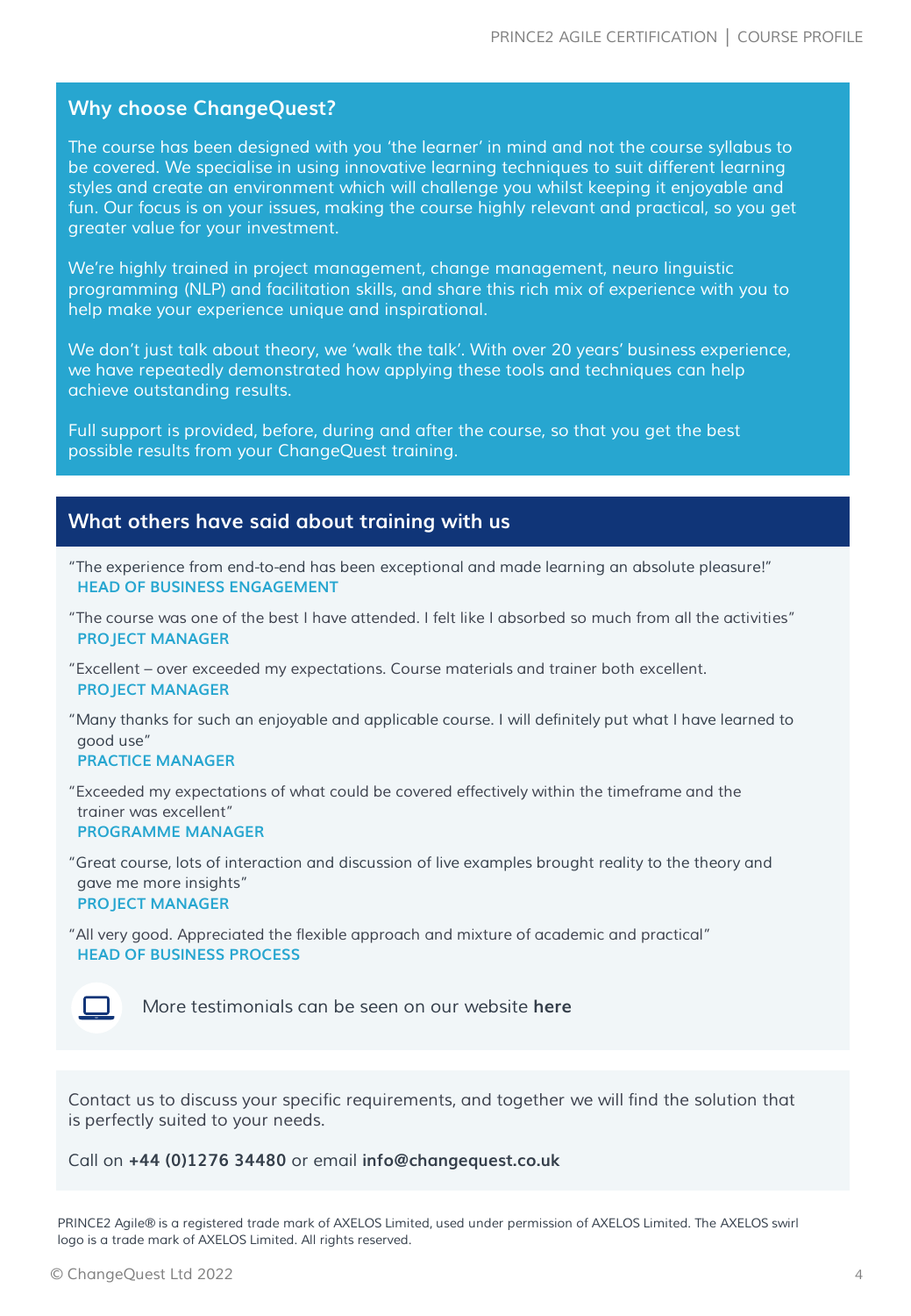## Why choose ChangeQuest?

The course has been designed with you 'the learner' in mind and not the course syllabus to be covered. We specialise in using innovative learning techniques to suit different learning styles and create an environment which will challenge you whilst keeping it enjoyable and fun. Our focus is on your issues, making the course highly relevant and practical, so you get greater value for your investment.

We're highly trained in project management, change management, neuro linguistic programming (NLP) and facilitation skills, and share this rich mix of experience with you to help make your experience unique and inspirational.

We don't just talk about theory, we 'walk the talk'. With over 20 years' business experience, we have repeatedly demonstrated how applying these tools and techniques can help achieve outstanding results.

Full support is provided, before, during and after the course, so that you get the best possible results from your ChangeQuest training.

## What others have said about training with us

"The experience from end-to-end has been exceptional and made learning an absolute pleasure!"
**HEAD OF BUSINESS ENGAGEMENT**

"The course was one of the best I have attended. I felt like I absorbed so much from all the activities"
**PROJECT MANAGER**

"Excellent – over exceeded my expectations. Course materials and trainer both excellent.
**PROJECT MANAGER**

"Many thanks for such an enjoyable and applicable course. I will definitely put what I have learned to good use"
**PRACTICE MANAGER**

"Exceeded my expectations of what could be covered effectively within the timeframe and the trainer was excellent"
**PROGRAMME MANAGER**

"Great course, lots of interaction and discussion of live examples brought reality to the theory and gave me more insights"
**PROJECT MANAGER**

"All very good. Appreciated the flexible approach and mixture of academic and practical"
**HEAD OF BUSINESS PROCESS**

More testimonials can be seen on our website **here**

Contact us to discuss your specific requirements, and together we will find the solution that is perfectly suited to your needs.

Call on **+44 (0)1276 34480** or email **info@changequest.co.uk**

PRINCE2 Agile® is a registered trade mark of AXELOS Limited, used under permission of AXELOS Limited. The AXELOS swirl logo is a trade mark of AXELOS Limited. All rights reserved.

© ChangeQuest Ltd 2022